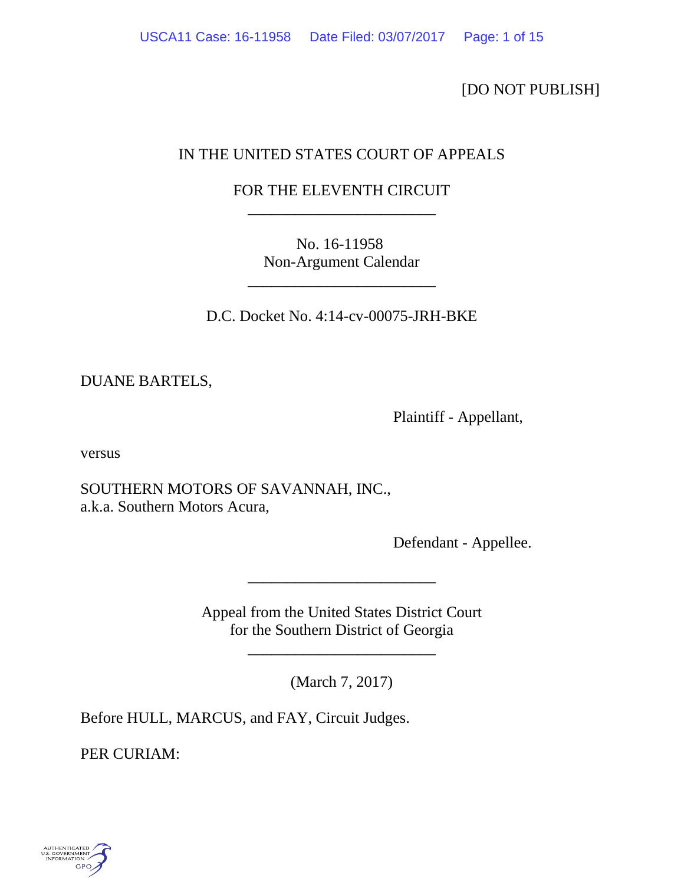[DO NOT PUBLISH]

IN THE UNITED STATES COURT OF APPEALS

FOR THE ELEVENTH CIRCUIT

________________________

No. 16-11958
Non-Argument Calendar

________________________

D.C. Docket No. 4:14-cv-00075-JRH-BKE

DUANE BARTELS,

Plaintiff - Appellant,

versus

SOUTHERN MOTORS OF SAVANNAH, INC.,
a.k.a. Southern Motors Acura,

Defendant - Appellee.

________________________

Appeal from the United States District Court
for the Southern District of Georgia

________________________

(March 7, 2017)

Before HULL, MARCUS, and FAY, Circuit Judges.

PER CURIAM: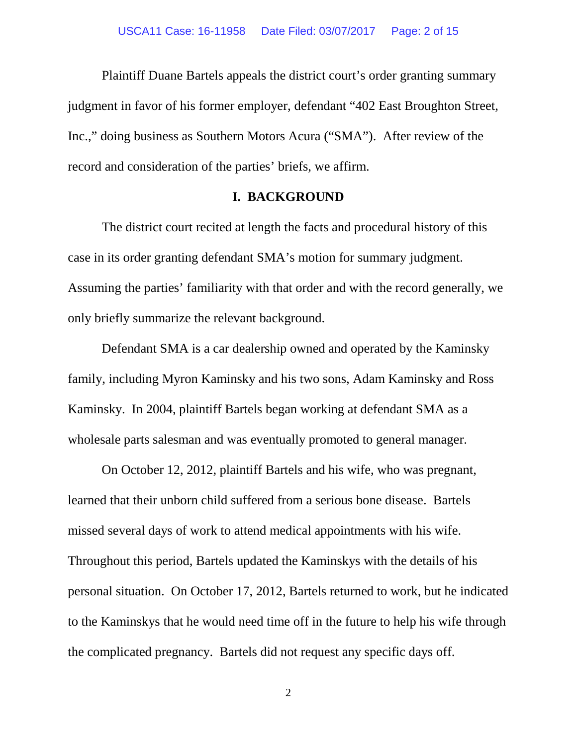Plaintiff Duane Bartels appeals the district court's order granting summary judgment in favor of his former employer, defendant "402 East Broughton Street, Inc.," doing business as Southern Motors Acura ("SMA"). After review of the record and consideration of the parties' briefs, we affirm.

## I. BACKGROUND

The district court recited at length the facts and procedural history of this case in its order granting defendant SMA's motion for summary judgment. Assuming the parties' familiarity with that order and with the record generally, we only briefly summarize the relevant background.

Defendant SMA is a car dealership owned and operated by the Kaminsky family, including Myron Kaminsky and his two sons, Adam Kaminsky and Ross Kaminsky. In 2004, plaintiff Bartels began working at defendant SMA as a wholesale parts salesman and was eventually promoted to general manager.

On October 12, 2012, plaintiff Bartels and his wife, who was pregnant, learned that their unborn child suffered from a serious bone disease. Bartels missed several days of work to attend medical appointments with his wife. Throughout this period, Bartels updated the Kaminskys with the details of his personal situation. On October 17, 2012, Bartels returned to work, but he indicated to the Kaminskys that he would need time off in the future to help his wife through the complicated pregnancy. Bartels did not request any specific days off.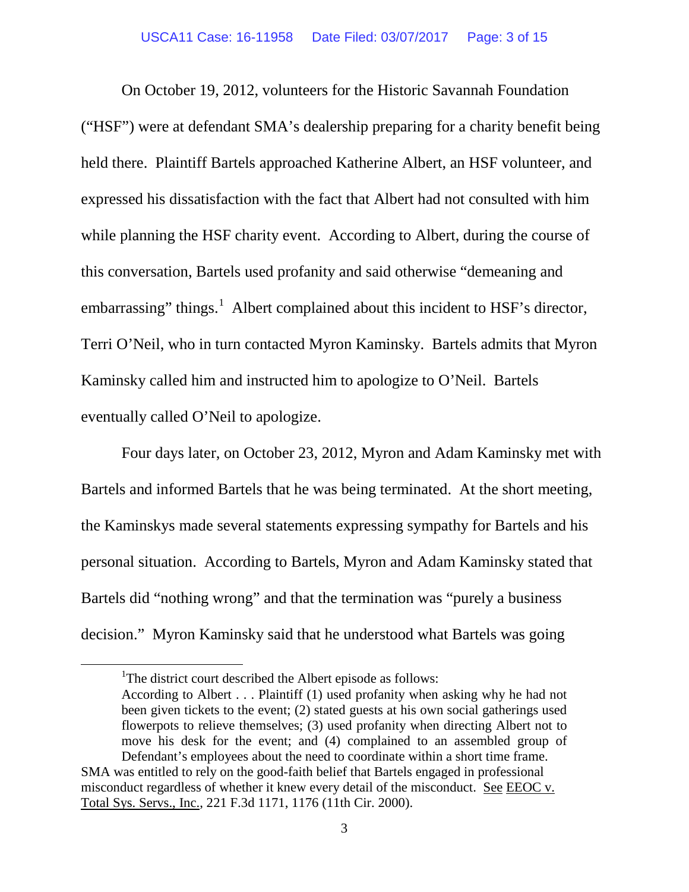On October 19, 2012, volunteers for the Historic Savannah Foundation ("HSF") were at defendant SMA's dealership preparing for a charity benefit being held there. Plaintiff Bartels approached Katherine Albert, an HSF volunteer, and expressed his dissatisfaction with the fact that Albert had not consulted with him while planning the HSF charity event. According to Albert, during the course of this conversation, Bartels used profanity and said otherwise "demeaning and embarrassing" things.[1] Albert complained about this incident to HSF's director, Terri O'Neil, who in turn contacted Myron Kaminsky. Bartels admits that Myron Kaminsky called him and instructed him to apologize to O'Neil. Bartels eventually called O'Neil to apologize.

Four days later, on October 23, 2012, Myron and Adam Kaminsky met with Bartels and informed Bartels that he was being terminated. At the short meeting, the Kaminskys made several statements expressing sympathy for Bartels and his personal situation. According to Bartels, Myron and Adam Kaminsky stated that Bartels did "nothing wrong" and that the termination was "purely a business decision." Myron Kaminsky said that he understood what Bartels was going

---

[1]The district court described the Albert episode as follows:

> According to Albert . . . Plaintiff (1) used profanity when asking why he had not been given tickets to the event; (2) stated guests at his own social gatherings used flowerpots to relieve themselves; (3) used profanity when directing Albert not to move his desk for the event; and (4) complained to an assembled group of Defendant's employees about the need to coordinate within a short time frame.

SMA was entitled to rely on the good-faith belief that Bartels engaged in professional misconduct regardless of whether it knew every detail of the misconduct. See EEOC v. Total Sys. Servs., Inc., 221 F.3d 1171, 1176 (11th Cir. 2000).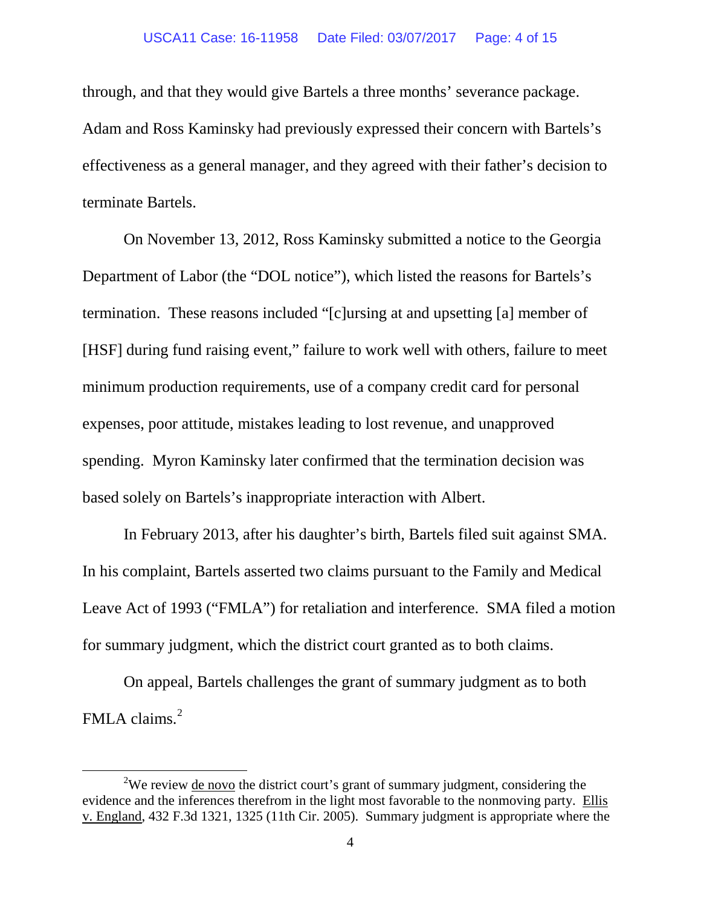through, and that they would give Bartels a three months' severance package. Adam and Ross Kaminsky had previously expressed their concern with Bartels's effectiveness as a general manager, and they agreed with their father's decision to terminate Bartels.

On November 13, 2012, Ross Kaminsky submitted a notice to the Georgia Department of Labor (the "DOL notice"), which listed the reasons for Bartels's termination. These reasons included "[c]ursing at and upsetting [a] member of [HSF] during fund raising event," failure to work well with others, failure to meet minimum production requirements, use of a company credit card for personal expenses, poor attitude, mistakes leading to lost revenue, and unapproved spending. Myron Kaminsky later confirmed that the termination decision was based solely on Bartels's inappropriate interaction with Albert.

In February 2013, after his daughter's birth, Bartels filed suit against SMA. In his complaint, Bartels asserted two claims pursuant to the Family and Medical Leave Act of 1993 ("FMLA") for retaliation and interference. SMA filed a motion for summary judgment, which the district court granted as to both claims.

On appeal, Bartels challenges the grant of summary judgment as to both FMLA claims.[2]

---

[2]We review de novo the district court's grant of summary judgment, considering the evidence and the inferences therefrom in the light most favorable to the nonmoving party. Ellis v. England, 432 F.3d 1321, 1325 (11th Cir. 2005). Summary judgment is appropriate where the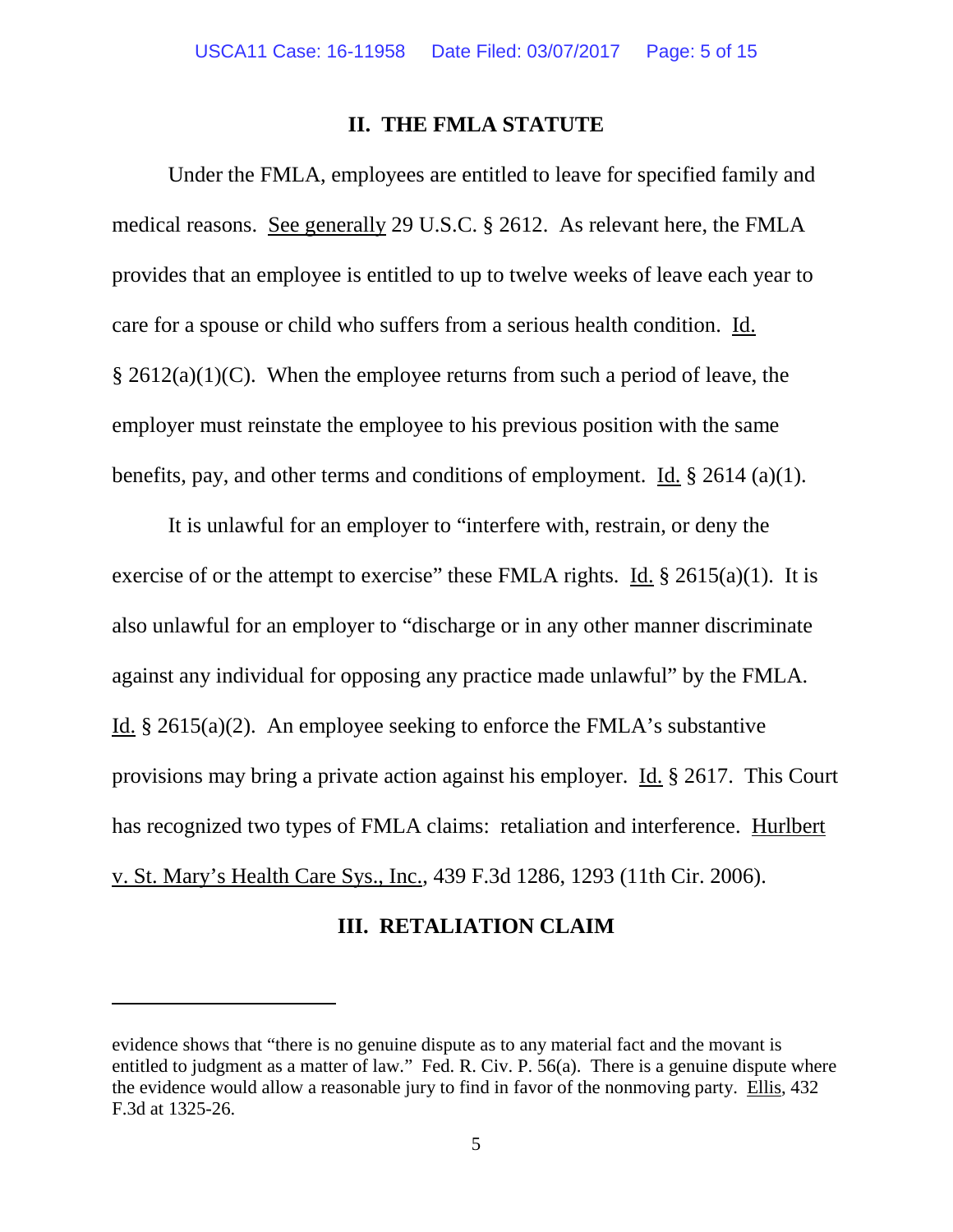## II. THE FMLA STATUTE

Under the FMLA, employees are entitled to leave for specified family and medical reasons. See generally 29 U.S.C. § 2612. As relevant here, the FMLA provides that an employee is entitled to up to twelve weeks of leave each year to care for a spouse or child who suffers from a serious health condition. Id. § 2612(a)(1)(C). When the employee returns from such a period of leave, the employer must reinstate the employee to his previous position with the same benefits, pay, and other terms and conditions of employment. Id. § 2614 (a)(1).

It is unlawful for an employer to "interfere with, restrain, or deny the exercise of or the attempt to exercise" these FMLA rights. Id. § 2615(a)(1). It is also unlawful for an employer to "discharge or in any other manner discriminate against any individual for opposing any practice made unlawful" by the FMLA. Id. § 2615(a)(2). An employee seeking to enforce the FMLA's substantive provisions may bring a private action against his employer. Id. § 2617. This Court has recognized two types of FMLA claims: retaliation and interference. Hurlbert v. St. Mary's Health Care Sys., Inc., 439 F.3d 1286, 1293 (11th Cir. 2006).

## III. RETALIATION CLAIM

---

evidence shows that "there is no genuine dispute as to any material fact and the movant is entitled to judgment as a matter of law." Fed. R. Civ. P. 56(a). There is a genuine dispute where the evidence would allow a reasonable jury to find in favor of the nonmoving party. Ellis, 432 F.3d at 1325-26.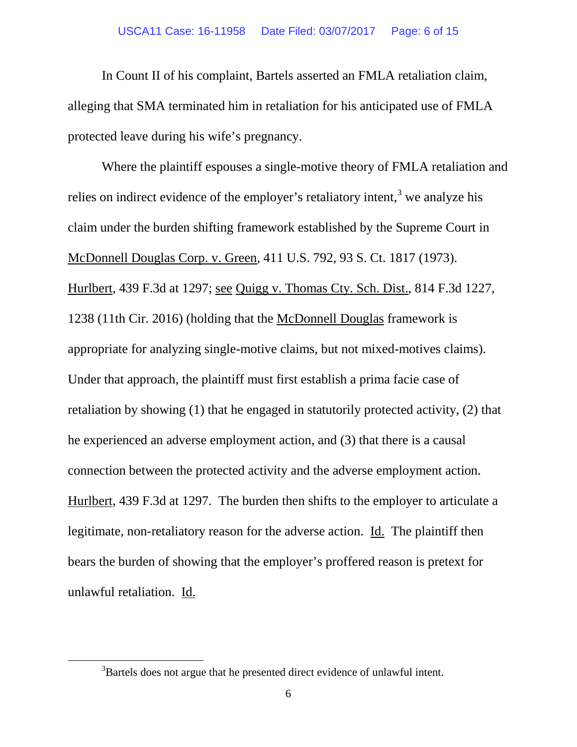In Count II of his complaint, Bartels asserted an FMLA retaliation claim, alleging that SMA terminated him in retaliation for his anticipated use of FMLA protected leave during his wife's pregnancy.

Where the plaintiff espouses a single-motive theory of FMLA retaliation and relies on indirect evidence of the employer's retaliatory intent,[3] we analyze his claim under the burden shifting framework established by the Supreme Court in McDonnell Douglas Corp. v. Green, 411 U.S. 792, 93 S. Ct. 1817 (1973). Hurlbert, 439 F.3d at 1297; see Quigg v. Thomas Cty. Sch. Dist., 814 F.3d 1227, 1238 (11th Cir. 2016) (holding that the McDonnell Douglas framework is appropriate for analyzing single-motive claims, but not mixed-motives claims). Under that approach, the plaintiff must first establish a prima facie case of retaliation by showing (1) that he engaged in statutorily protected activity, (2) that he experienced an adverse employment action, and (3) that there is a causal connection between the protected activity and the adverse employment action. Hurlbert, 439 F.3d at 1297. The burden then shifts to the employer to articulate a legitimate, non-retaliatory reason for the adverse action. Id. The plaintiff then bears the burden of showing that the employer's proffered reason is pretext for unlawful retaliation. Id.

[3] Bartels does not argue that he presented direct evidence of unlawful intent.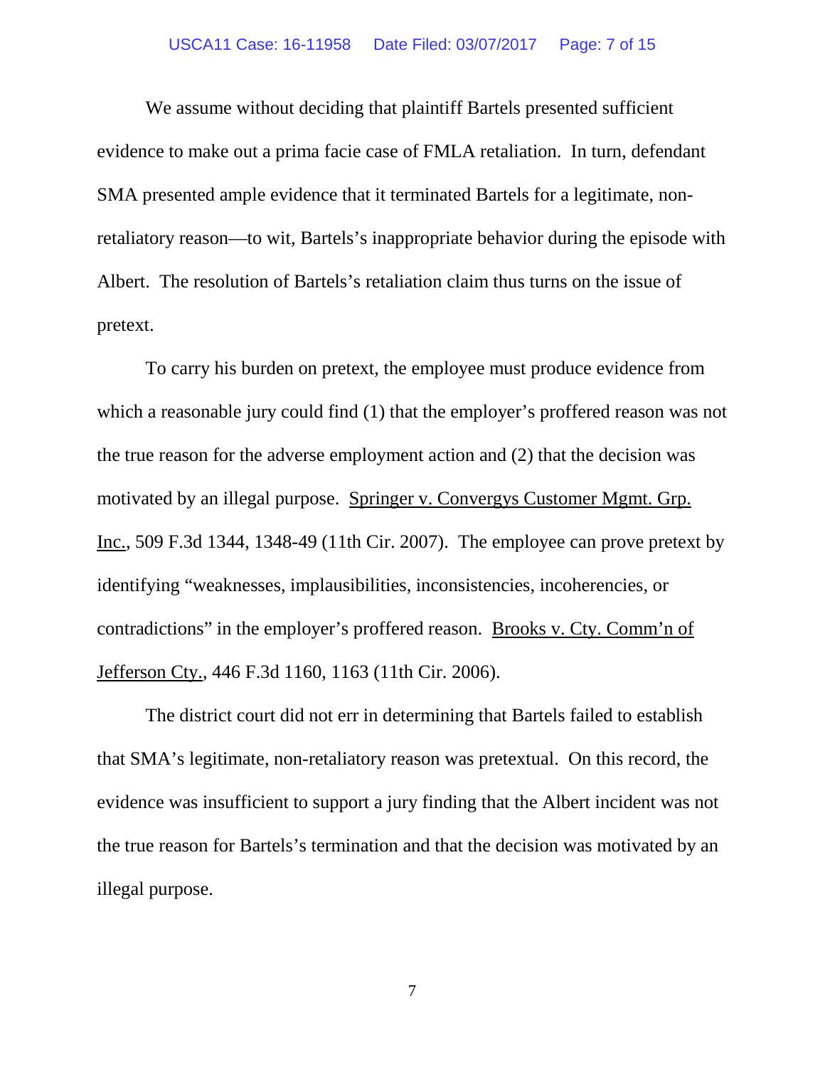We assume without deciding that plaintiff Bartels presented sufficient evidence to make out a prima facie case of FMLA retaliation. In turn, defendant SMA presented ample evidence that it terminated Bartels for a legitimate, non-retaliatory reason—to wit, Bartels's inappropriate behavior during the episode with Albert. The resolution of Bartels's retaliation claim thus turns on the issue of pretext.

To carry his burden on pretext, the employee must produce evidence from which a reasonable jury could find (1) that the employer's proffered reason was not the true reason for the adverse employment action and (2) that the decision was motivated by an illegal purpose. Springer v. Convergys Customer Mgmt. Grp. Inc., 509 F.3d 1344, 1348-49 (11th Cir. 2007). The employee can prove pretext by identifying "weaknesses, implausibilities, inconsistencies, incoherencies, or contradictions" in the employer's proffered reason. Brooks v. Cty. Comm'n of Jefferson Cty., 446 F.3d 1160, 1163 (11th Cir. 2006).

The district court did not err in determining that Bartels failed to establish that SMA's legitimate, non-retaliatory reason was pretextual. On this record, the evidence was insufficient to support a jury finding that the Albert incident was not the true reason for Bartels's termination and that the decision was motivated by an illegal purpose.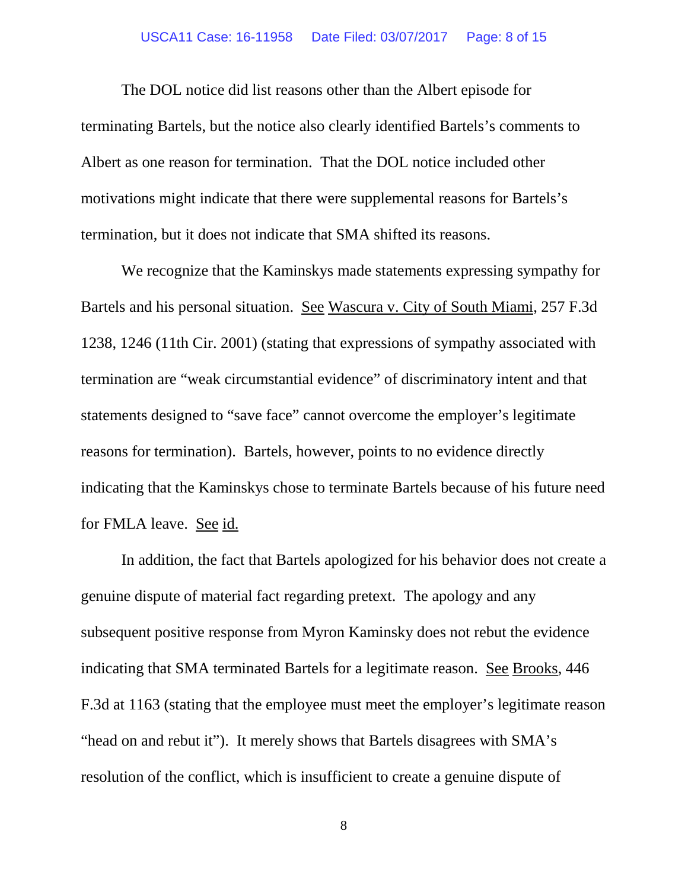The DOL notice did list reasons other than the Albert episode for terminating Bartels, but the notice also clearly identified Bartels's comments to Albert as one reason for termination. That the DOL notice included other motivations might indicate that there were supplemental reasons for Bartels's termination, but it does not indicate that SMA shifted its reasons.

We recognize that the Kaminskys made statements expressing sympathy for Bartels and his personal situation. See Wascura v. City of South Miami, 257 F.3d 1238, 1246 (11th Cir. 2001) (stating that expressions of sympathy associated with termination are "weak circumstantial evidence" of discriminatory intent and that statements designed to "save face" cannot overcome the employer's legitimate reasons for termination). Bartels, however, points to no evidence directly indicating that the Kaminskys chose to terminate Bartels because of his future need for FMLA leave. See id.

In addition, the fact that Bartels apologized for his behavior does not create a genuine dispute of material fact regarding pretext. The apology and any subsequent positive response from Myron Kaminsky does not rebut the evidence indicating that SMA terminated Bartels for a legitimate reason. See Brooks, 446 F.3d at 1163 (stating that the employee must meet the employer's legitimate reason "head on and rebut it"). It merely shows that Bartels disagrees with SMA's resolution of the conflict, which is insufficient to create a genuine dispute of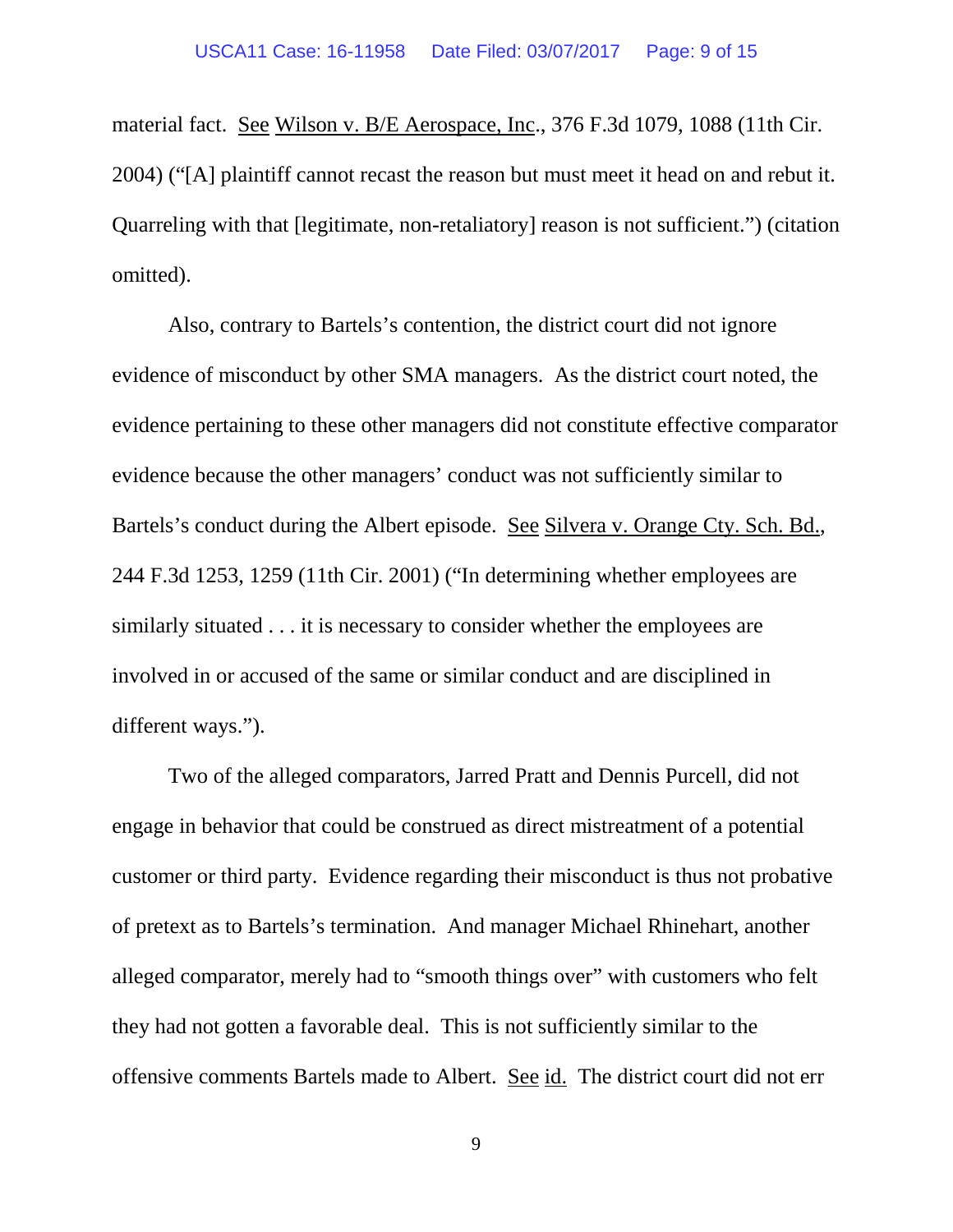material fact. See Wilson v. B/E Aerospace, Inc., 376 F.3d 1079, 1088 (11th Cir. 2004) ("[A] plaintiff cannot recast the reason but must meet it head on and rebut it. Quarreling with that [legitimate, non-retaliatory] reason is not sufficient.") (citation omitted).

Also, contrary to Bartels's contention, the district court did not ignore evidence of misconduct by other SMA managers. As the district court noted, the evidence pertaining to these other managers did not constitute effective comparator evidence because the other managers' conduct was not sufficiently similar to Bartels's conduct during the Albert episode. See Silvera v. Orange Cty. Sch. Bd., 244 F.3d 1253, 1259 (11th Cir. 2001) ("In determining whether employees are similarly situated . . . it is necessary to consider whether the employees are involved in or accused of the same or similar conduct and are disciplined in different ways.").

Two of the alleged comparators, Jarred Pratt and Dennis Purcell, did not engage in behavior that could be construed as direct mistreatment of a potential customer or third party. Evidence regarding their misconduct is thus not probative of pretext as to Bartels's termination. And manager Michael Rhinehart, another alleged comparator, merely had to "smooth things over" with customers who felt they had not gotten a favorable deal. This is not sufficiently similar to the offensive comments Bartels made to Albert. See id. The district court did not err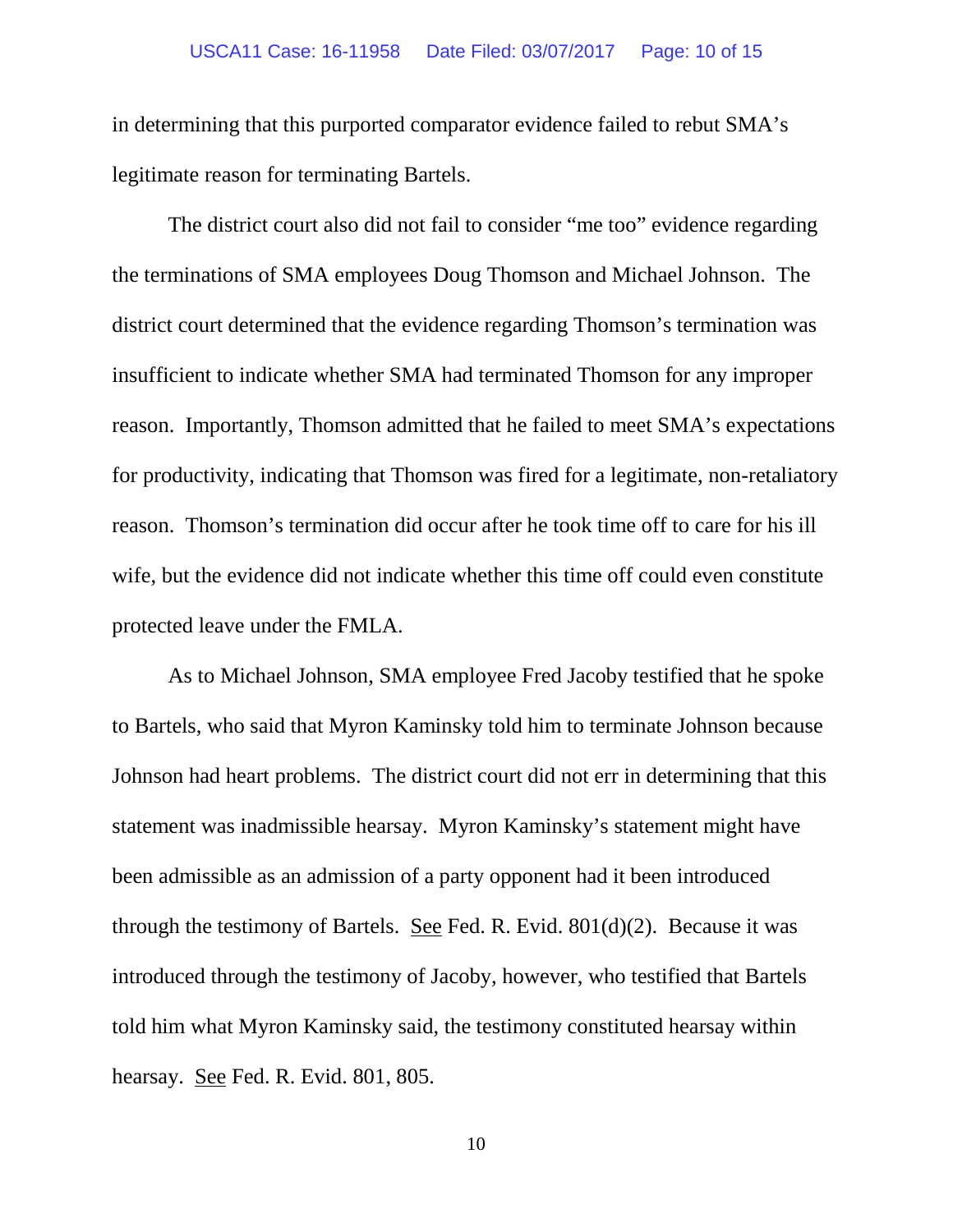in determining that this purported comparator evidence failed to rebut SMA's legitimate reason for terminating Bartels.

The district court also did not fail to consider "me too" evidence regarding the terminations of SMA employees Doug Thomson and Michael Johnson. The district court determined that the evidence regarding Thomson's termination was insufficient to indicate whether SMA had terminated Thomson for any improper reason. Importantly, Thomson admitted that he failed to meet SMA's expectations for productivity, indicating that Thomson was fired for a legitimate, non-retaliatory reason. Thomson's termination did occur after he took time off to care for his ill wife, but the evidence did not indicate whether this time off could even constitute protected leave under the FMLA.

As to Michael Johnson, SMA employee Fred Jacoby testified that he spoke to Bartels, who said that Myron Kaminsky told him to terminate Johnson because Johnson had heart problems. The district court did not err in determining that this statement was inadmissible hearsay. Myron Kaminsky's statement might have been admissible as an admission of a party opponent had it been introduced through the testimony of Bartels. See Fed. R. Evid. 801(d)(2). Because it was introduced through the testimony of Jacoby, however, who testified that Bartels told him what Myron Kaminsky said, the testimony constituted hearsay within hearsay. See Fed. R. Evid. 801, 805.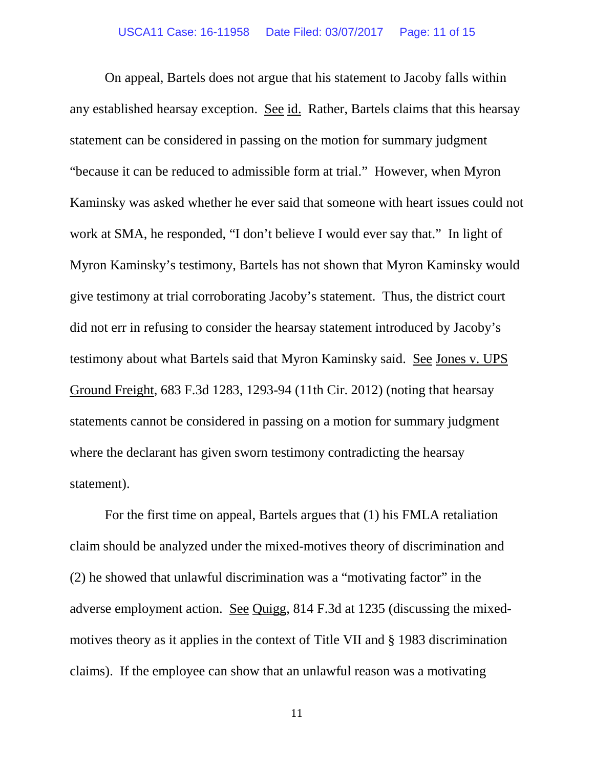On appeal, Bartels does not argue that his statement to Jacoby falls within any established hearsay exception. See id. Rather, Bartels claims that this hearsay statement can be considered in passing on the motion for summary judgment "because it can be reduced to admissible form at trial." However, when Myron Kaminsky was asked whether he ever said that someone with heart issues could not work at SMA, he responded, "I don't believe I would ever say that." In light of Myron Kaminsky's testimony, Bartels has not shown that Myron Kaminsky would give testimony at trial corroborating Jacoby's statement. Thus, the district court did not err in refusing to consider the hearsay statement introduced by Jacoby's testimony about what Bartels said that Myron Kaminsky said. See Jones v. UPS Ground Freight, 683 F.3d 1283, 1293-94 (11th Cir. 2012) (noting that hearsay statements cannot be considered in passing on a motion for summary judgment where the declarant has given sworn testimony contradicting the hearsay statement).

For the first time on appeal, Bartels argues that (1) his FMLA retaliation claim should be analyzed under the mixed-motives theory of discrimination and (2) he showed that unlawful discrimination was a "motivating factor" in the adverse employment action. See Quigg, 814 F.3d at 1235 (discussing the mixed-motives theory as it applies in the context of Title VII and § 1983 discrimination claims). If the employee can show that an unlawful reason was a motivating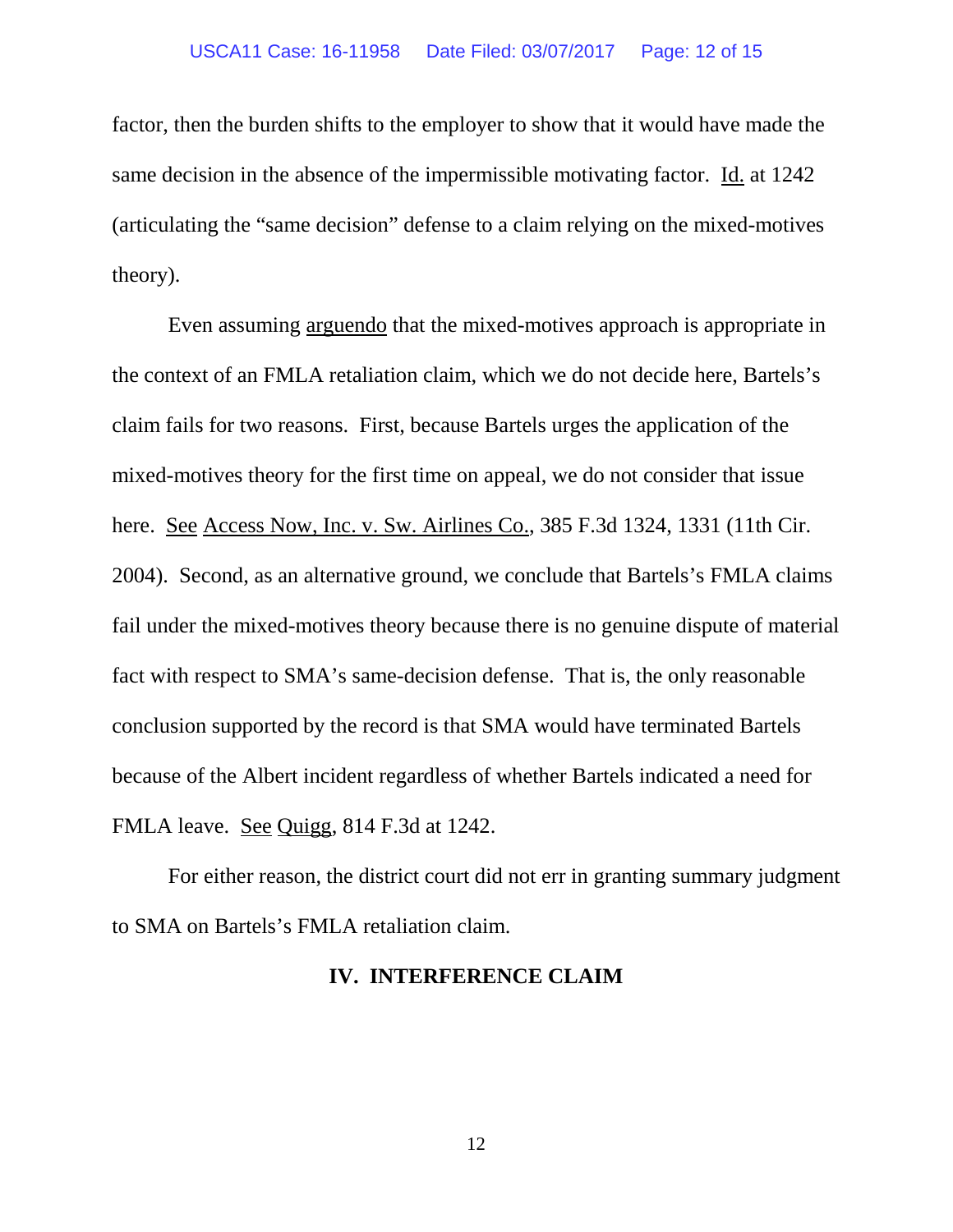factor, then the burden shifts to the employer to show that it would have made the same decision in the absence of the impermissible motivating factor. Id. at 1242 (articulating the "same decision" defense to a claim relying on the mixed-motives theory).

Even assuming arguendo that the mixed-motives approach is appropriate in the context of an FMLA retaliation claim, which we do not decide here, Bartels's claim fails for two reasons. First, because Bartels urges the application of the mixed-motives theory for the first time on appeal, we do not consider that issue here. See Access Now, Inc. v. Sw. Airlines Co., 385 F.3d 1324, 1331 (11th Cir. 2004). Second, as an alternative ground, we conclude that Bartels's FMLA claims fail under the mixed-motives theory because there is no genuine dispute of material fact with respect to SMA's same-decision defense. That is, the only reasonable conclusion supported by the record is that SMA would have terminated Bartels because of the Albert incident regardless of whether Bartels indicated a need for FMLA leave. See Quigg, 814 F.3d at 1242.

For either reason, the district court did not err in granting summary judgment to SMA on Bartels's FMLA retaliation claim.

## IV. INTERFERENCE CLAIM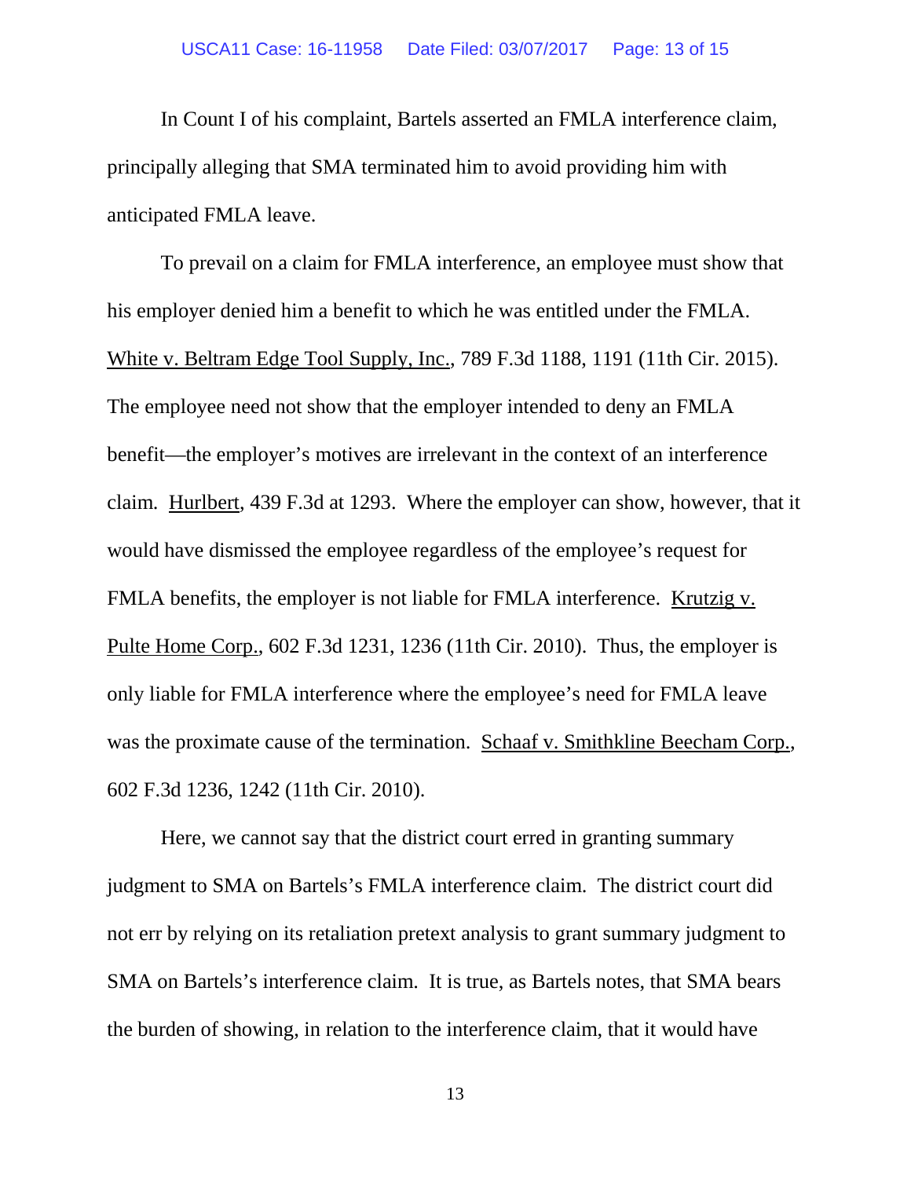In Count I of his complaint, Bartels asserted an FMLA interference claim, principally alleging that SMA terminated him to avoid providing him with anticipated FMLA leave.

To prevail on a claim for FMLA interference, an employee must show that his employer denied him a benefit to which he was entitled under the FMLA. White v. Beltram Edge Tool Supply, Inc., 789 F.3d 1188, 1191 (11th Cir. 2015). The employee need not show that the employer intended to deny an FMLA benefit—the employer's motives are irrelevant in the context of an interference claim. Hurlbert, 439 F.3d at 1293. Where the employer can show, however, that it would have dismissed the employee regardless of the employee's request for FMLA benefits, the employer is not liable for FMLA interference. Krutzig v. Pulte Home Corp., 602 F.3d 1231, 1236 (11th Cir. 2010). Thus, the employer is only liable for FMLA interference where the employee's need for FMLA leave was the proximate cause of the termination. Schaaf v. Smithkline Beecham Corp., 602 F.3d 1236, 1242 (11th Cir. 2010).

Here, we cannot say that the district court erred in granting summary judgment to SMA on Bartels's FMLA interference claim. The district court did not err by relying on its retaliation pretext analysis to grant summary judgment to SMA on Bartels's interference claim. It is true, as Bartels notes, that SMA bears the burden of showing, in relation to the interference claim, that it would have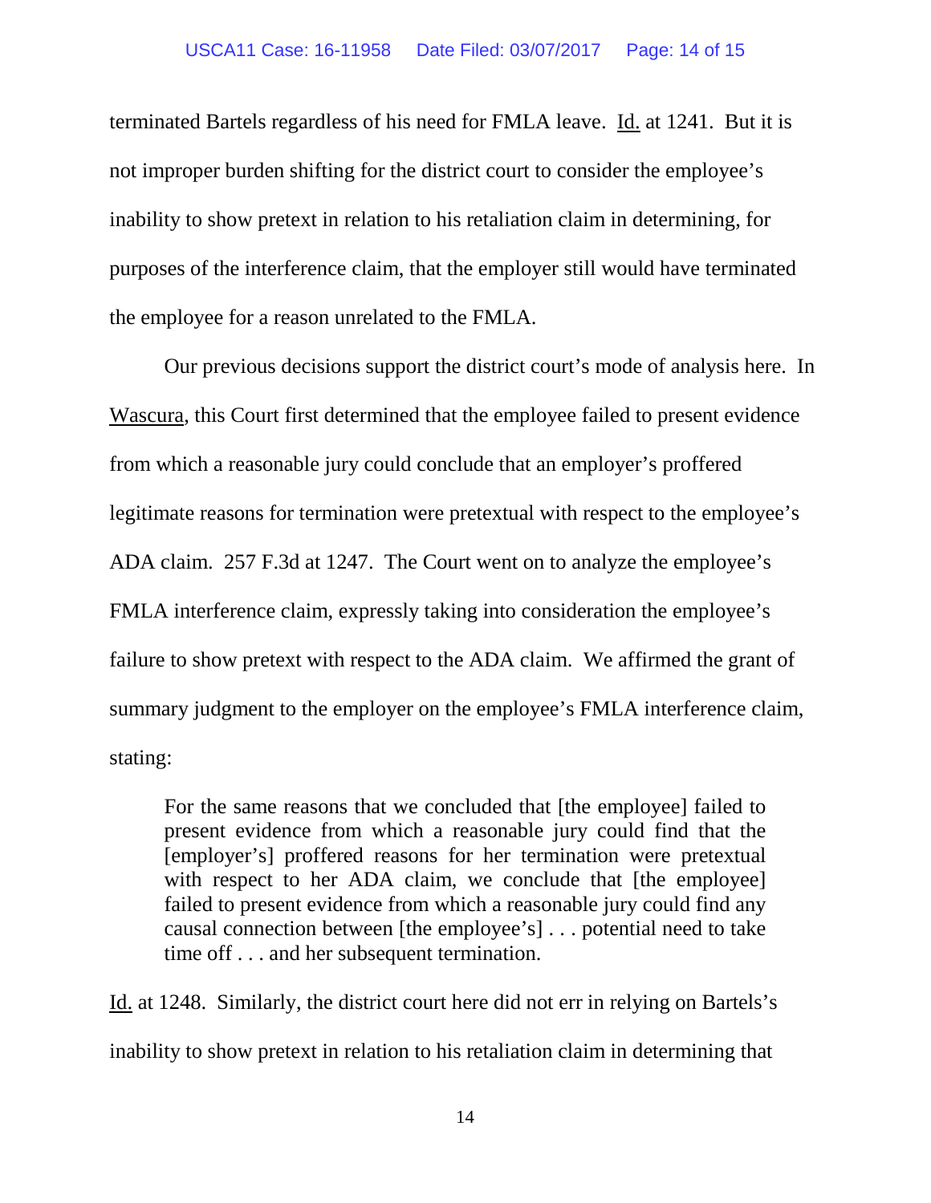terminated Bartels regardless of his need for FMLA leave. Id. at 1241. But it is not improper burden shifting for the district court to consider the employee's inability to show pretext in relation to his retaliation claim in determining, for purposes of the interference claim, that the employer still would have terminated the employee for a reason unrelated to the FMLA.

Our previous decisions support the district court's mode of analysis here. In Wascura, this Court first determined that the employee failed to present evidence from which a reasonable jury could conclude that an employer's proffered legitimate reasons for termination were pretextual with respect to the employee's ADA claim. 257 F.3d at 1247. The Court went on to analyze the employee's FMLA interference claim, expressly taking into consideration the employee's failure to show pretext with respect to the ADA claim. We affirmed the grant of summary judgment to the employer on the employee's FMLA interference claim, stating:

> For the same reasons that we concluded that [the employee] failed to present evidence from which a reasonable jury could find that the [employer's] proffered reasons for her termination were pretextual with respect to her ADA claim, we conclude that [the employee] failed to present evidence from which a reasonable jury could find any causal connection between [the employee's] . . . potential need to take time off . . . and her subsequent termination.

Id. at 1248. Similarly, the district court here did not err in relying on Bartels's inability to show pretext in relation to his retaliation claim in determining that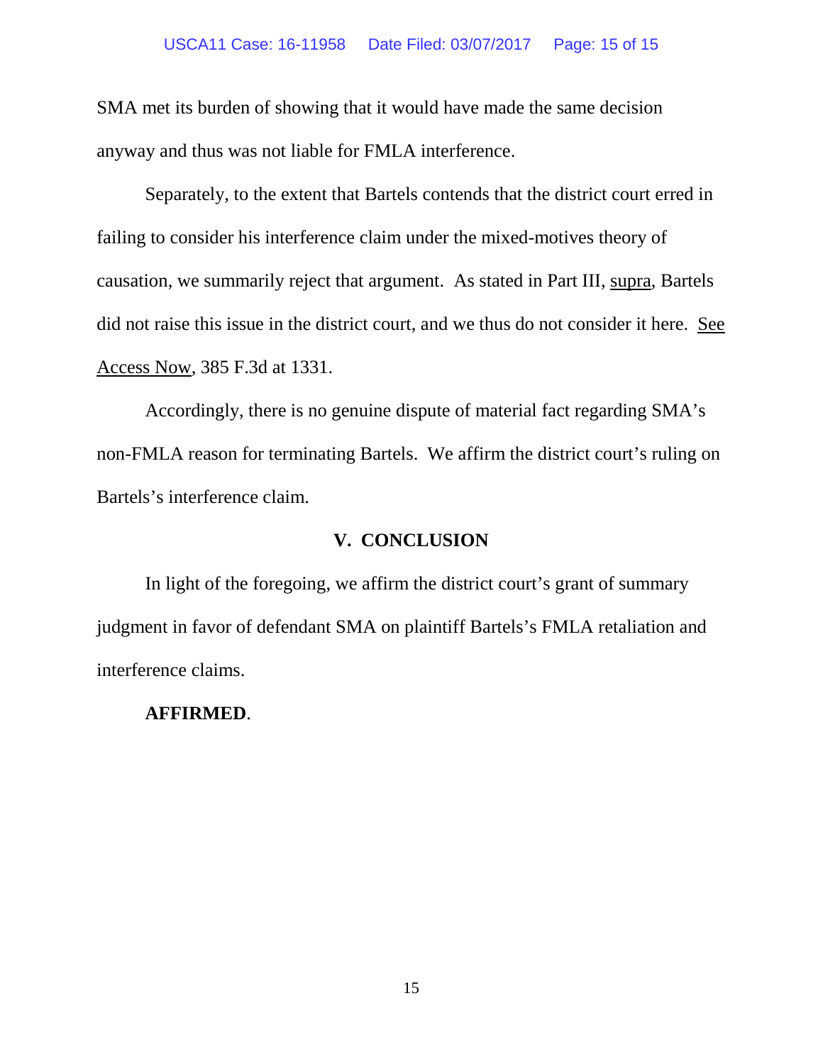SMA met its burden of showing that it would have made the same decision anyway and thus was not liable for FMLA interference.

Separately, to the extent that Bartels contends that the district court erred in failing to consider his interference claim under the mixed-motives theory of causation, we summarily reject that argument. As stated in Part III, supra, Bartels did not raise this issue in the district court, and we thus do not consider it here. See Access Now, 385 F.3d at 1331.

Accordingly, there is no genuine dispute of material fact regarding SMA's non-FMLA reason for terminating Bartels. We affirm the district court's ruling on Bartels's interference claim.

## V. CONCLUSION

In light of the foregoing, we affirm the district court's grant of summary judgment in favor of defendant SMA on plaintiff Bartels's FMLA retaliation and interference claims.

**AFFIRMED**.